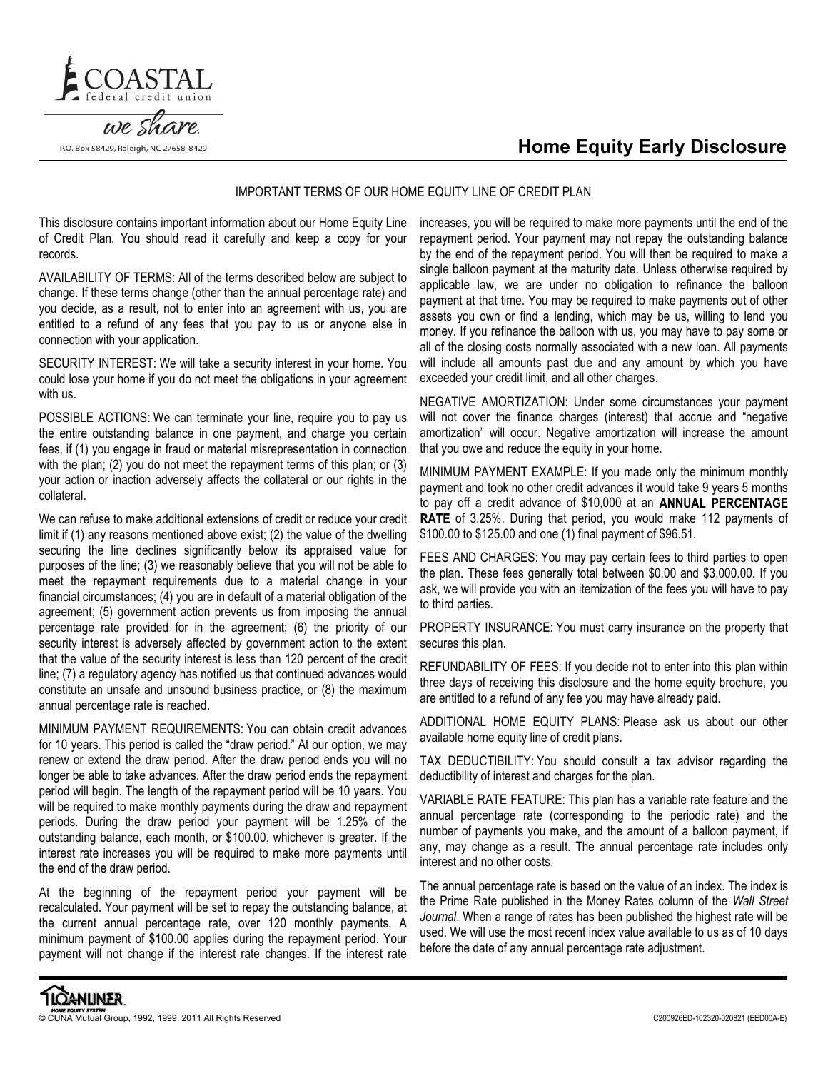COASTAL federal credit union

we share.

P.O. Box 58429, Raleigh, NC 27658 8429

# Home Equity Early Disclosure

## IMPORTANT TERMS OF OUR HOME EQUITY LINE OF CREDIT PLAN

This disclosure contains important information about our Home Equity Line of Credit Plan. You should read it carefully and keep a copy for your records.

AVAILABILITY OF TERMS: All of the terms described below are subject to change. If these terms change (other than the annual percentage rate) and you decide, as a result, not to enter into an agreement with us, you are entitled to a refund of any fees that you pay to us or anyone else in connection with your application.

SECURITY INTEREST: We will take a security interest in your home. You could lose your home if you do not meet the obligations in your agreement with us.

POSSIBLE ACTIONS: We can terminate your line, require you to pay us the entire outstanding balance in one payment, and charge you certain fees, if (1) you engage in fraud or material misrepresentation in connection with the plan; (2) you do not meet the repayment terms of this plan; or (3) your action or inaction adversely affects the collateral or our rights in the collateral.

We can refuse to make additional extensions of credit or reduce your credit limit if (1) any reasons mentioned above exist; (2) the value of the dwelling securing the line declines significantly below its appraised value for purposes of the line; (3) we reasonably believe that you will not be able to meet the repayment requirements due to a material change in your financial circumstances; (4) you are in default of a material obligation of the agreement; (5) government action prevents us from imposing the annual percentage rate provided for in the agreement; (6) the priority of our security interest is adversely affected by government action to the extent that the value of the security interest is less than 120 percent of the credit line; (7) a regulatory agency has notified us that continued advances would constitute an unsafe and unsound business practice, or (8) the maximum annual percentage rate is reached.

MINIMUM PAYMENT REQUIREMENTS: You can obtain credit advances for 10 years. This period is called the "draw period." At our option, we may renew or extend the draw period. After the draw period ends you will no longer be able to take advances. After the draw period ends the repayment period will begin. The length of the repayment period will be 10 years. You will be required to make monthly payments during the draw and repayment periods. During the draw period your payment will be 1.25% of the outstanding balance, each month, or $100.00, whichever is greater. If the interest rate increases you will be required to make more payments until the end of the draw period.

At the beginning of the repayment period your payment will be recalculated. Your payment will be set to repay the outstanding balance, at the current annual percentage rate, over 120 monthly payments. A minimum payment of $100.00 applies during the repayment period. Your payment will not change if the interest rate changes. If the interest rate increases, you will be required to make more payments until the end of the repayment period. Your payment may not repay the outstanding balance by the end of the repayment period. You will then be required to make a single balloon payment at the maturity date. Unless otherwise required by applicable law, we are under no obligation to refinance the balloon payment at that time. You may be required to make payments out of other assets you own or find a lending, which may be us, willing to lend you money. If you refinance the balloon with us, you may have to pay some or all of the closing costs normally associated with a new loan. All payments will include all amounts past due and any amount by which you have exceeded your credit limit, and all other charges.

NEGATIVE AMORTIZATION: Under some circumstances your payment will not cover the finance charges (interest) that accrue and "negative amortization" will occur. Negative amortization will increase the amount that you owe and reduce the equity in your home.

MINIMUM PAYMENT EXAMPLE: If you made only the minimum monthly payment and took no other credit advances it would take 9 years 5 months to pay off a credit advance of $10,000 at an **ANNUAL PERCENTAGE RATE** of 3.25%. During that period, you would make 112 payments of $100.00 to $125.00 and one (1) final payment of $96.51.

FEES AND CHARGES: You may pay certain fees to third parties to open the plan. These fees generally total between $0.00 and $3,000.00. If you ask, we will provide you with an itemization of the fees you will have to pay to third parties.

PROPERTY INSURANCE: You must carry insurance on the property that secures this plan.

REFUNDABILITY OF FEES: If you decide not to enter into this plan within three days of receiving this disclosure and the home equity brochure, you are entitled to a refund of any fee you may have already paid.

ADDITIONAL HOME EQUITY PLANS: Please ask us about our other available home equity line of credit plans.

TAX DEDUCTIBILITY: You should consult a tax advisor regarding the deductibility of interest and charges for the plan.

VARIABLE RATE FEATURE: This plan has a variable rate feature and the annual percentage rate (corresponding to the periodic rate) and the number of payments you make, and the amount of a balloon payment, if any, may change as a result. The annual percentage rate includes only interest and no other costs.

The annual percentage rate is based on the value of an index. The index is the Prime Rate published in the Money Rates column of the *Wall Street Journal*. When a range of rates has been published the highest rate will be used. We will use the most recent index value available to us as of 10 days before the date of any annual percentage rate adjustment.

LOANLINER HOME EQUITY SYSTEM

© CUNA Mutual Group, 1992, 1999, 2011 All Rights Reserved

C200926ED-102320-020821 (EED00A-E)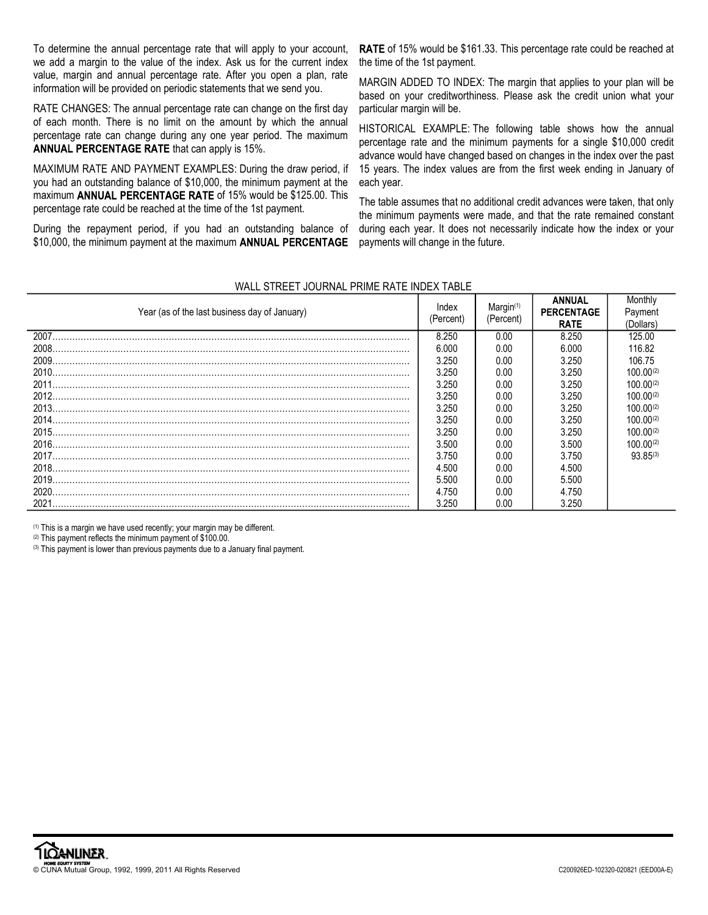To determine the annual percentage rate that will apply to your account, we add a margin to the value of the index. Ask us for the current index value, margin and annual percentage rate. After you open a plan, rate information will be provided on periodic statements that we send you.

RATE CHANGES: The annual percentage rate can change on the first day of each month. There is no limit on the amount by which the annual percentage rate can change during any one year period. The maximum **ANNUAL PERCENTAGE RATE** that can apply is 15%.

MAXIMUM RATE AND PAYMENT EXAMPLES: During the draw period, if you had an outstanding balance of $10,000, the minimum payment at the maximum **ANNUAL PERCENTAGE RATE** of 15% would be $125.00. This percentage rate could be reached at the time of the 1st payment.

During the repayment period, if you had an outstanding balance of $10,000, the minimum payment at the maximum **ANNUAL PERCENTAGE RATE** of 15% would be $161.33. This percentage rate could be reached at the time of the 1st payment.

MARGIN ADDED TO INDEX: The margin that applies to your plan will be based on your creditworthiness. Please ask the credit union what your particular margin will be.

HISTORICAL EXAMPLE: The following table shows how the annual percentage rate and the minimum payments for a single $10,000 credit advance would have changed based on changes in the index over the past 15 years. The index values are from the first week ending in January of each year.

The table assumes that no additional credit advances were taken, that only the minimum payments were made, and that the rate remained constant during each year. It does not necessarily indicate how the index or your payments will change in the future.

WALL STREET JOURNAL PRIME RATE INDEX TABLE

| Year (as of the last business day of January) | Index (Percent) | Margin[1] (Percent) | **ANNUAL PERCENTAGE RATE** | Monthly Payment (Dollars) |
|---|---|---|---|---|
| 2007 | 8.250 | 0.00 | 8.250 | 125.00 |
| 2008 | 6.000 | 0.00 | 6.000 | 116.82 |
| 2009 | 3.250 | 0.00 | 3.250 | 106.75 |
| 2010 | 3.250 | 0.00 | 3.250 | 100.00[2] |
| 2011 | 3.250 | 0.00 | 3.250 | 100.00[2] |
| 2012 | 3.250 | 0.00 | 3.250 | 100.00[2] |
| 2013 | 3.250 | 0.00 | 3.250 | 100.00[2] |
| 2014 | 3.250 | 0.00 | 3.250 | 100.00[2] |
| 2015 | 3.250 | 0.00 | 3.250 | 100.00[2] |
| 2016 | 3.500 | 0.00 | 3.500 | 100.00[2] |
| 2017 | 3.750 | 0.00 | 3.750 | 93.85[3] |
| 2018 | 4.500 | 0.00 | 4.500 | |
| 2019 | 5.500 | 0.00 | 5.500 | |
| 2020 | 4.750 | 0.00 | 4.750 | |
| 2021 | 3.250 | 0.00 | 3.250 | |

[1] This is a margin we have used recently; your margin may be different.
[2] This payment reflects the minimum payment of $100.00.
[3] This payment is lower than previous payments due to a January final payment.

LOANLINER HOME EQUITY SYSTEM
© CUNA Mutual Group, 1992, 1999, 2011 All Rights Reserved

C200926ED-102320-020821 (EED00A-E)